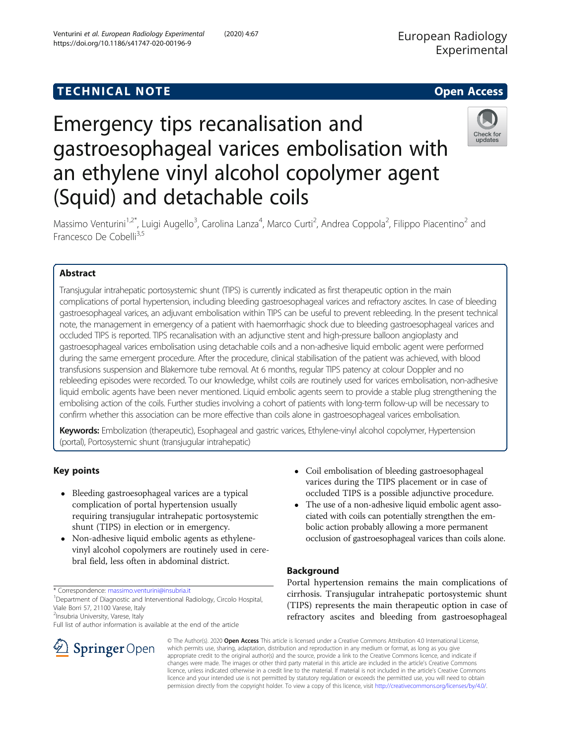TECHNICAL NOTE

Open Access

# Emergency tips recanalisation and gastroesophageal varices embolisation with an ethylene vinyl alcohol copolymer agent (Squid) and detachable coils

Massimo Venturini[1,2*], Luigi Augello[3], Carolina Lanza[4], Marco Curti[2], Andrea Coppola[2], Filippo Piacentino[2] and Francesco De Cobelli[3,5]

## Abstract

Transjugular intrahepatic portosystemic shunt (TIPS) is currently indicated as first therapeutic option in the main complications of portal hypertension, including bleeding gastroesophageal varices and refractory ascites. In case of bleeding gastroesophageal varices, an adjuvant embolisation within TIPS can be useful to prevent rebleeding. In the present technical note, the management in emergency of a patient with haemorrhagic shock due to bleeding gastroesophageal varices and occluded TIPS is reported. TIPS recanalisation with an adjunctive stent and high-pressure balloon angioplasty and gastroesophageal varices embolisation using detachable coils and a non-adhesive liquid embolic agent were performed during the same emergent procedure. After the procedure, clinical stabilisation of the patient was achieved, with blood transfusions suspension and Blakemore tube removal. At 6 months, regular TIPS patency at colour Doppler and no rebleeding episodes were recorded. To our knowledge, whilst coils are routinely used for varices embolisation, non-adhesive liquid embolic agents have been never mentioned. Liquid embolic agents seem to provide a stable plug strengthening the embolising action of the coils. Further studies involving a cohort of patients with long-term follow-up will be necessary to confirm whether this association can be more effective than coils alone in gastroesophageal varices embolisation.

**Keywords:** Embolization (therapeutic), Esophageal and gastric varices, Ethylene-vinyl alcohol copolymer, Hypertension (portal), Portosystemic shunt (transjugular intrahepatic)

## Key points

- Bleeding gastroesophageal varices are a typical complication of portal hypertension usually requiring transjugular intrahepatic portosystemic shunt (TIPS) in election or in emergency.
- Non-adhesive liquid embolic agents as ethylene-vinyl alcohol copolymers are routinely used in cerebral field, less often in abdominal district.
- Coil embolisation of bleeding gastroesophageal varices during the TIPS placement or in case of occluded TIPS is a possible adjunctive procedure.
- The use of a non-adhesive liquid embolic agent associated with coils can potentially strengthen the embolic action probably allowing a more permanent occlusion of gastroesophageal varices than coils alone.

## Background

Portal hypertension remains the main complications of cirrhosis. Transjugular intrahepatic portosystemic shunt (TIPS) represents the main therapeutic option in case of refractory ascites and bleeding from gastroesophageal

\* Correspondence: massimo.venturini@insubria.it
[1]Department of Diagnostic and Interventional Radiology, Circolo Hospital, Viale Borri 57, 21100 Varese, Italy
[2]Insubria University, Varese, Italy
Full list of author information is available at the end of the article

© The Author(s). 2020 **Open Access** This article is licensed under a Creative Commons Attribution 4.0 International License, which permits use, sharing, adaptation, distribution and reproduction in any medium or format, as long as you give appropriate credit to the original author(s) and the source, provide a link to the Creative Commons licence, and indicate if changes were made. The images or other third party material in this article are included in the article's Creative Commons licence, unless indicated otherwise in a credit line to the material. If material is not included in the article's Creative Commons licence and your intended use is not permitted by statutory regulation or exceeds the permitted use, you will need to obtain permission directly from the copyright holder. To view a copy of this licence, visit http://creativecommons.org/licenses/by/4.0/.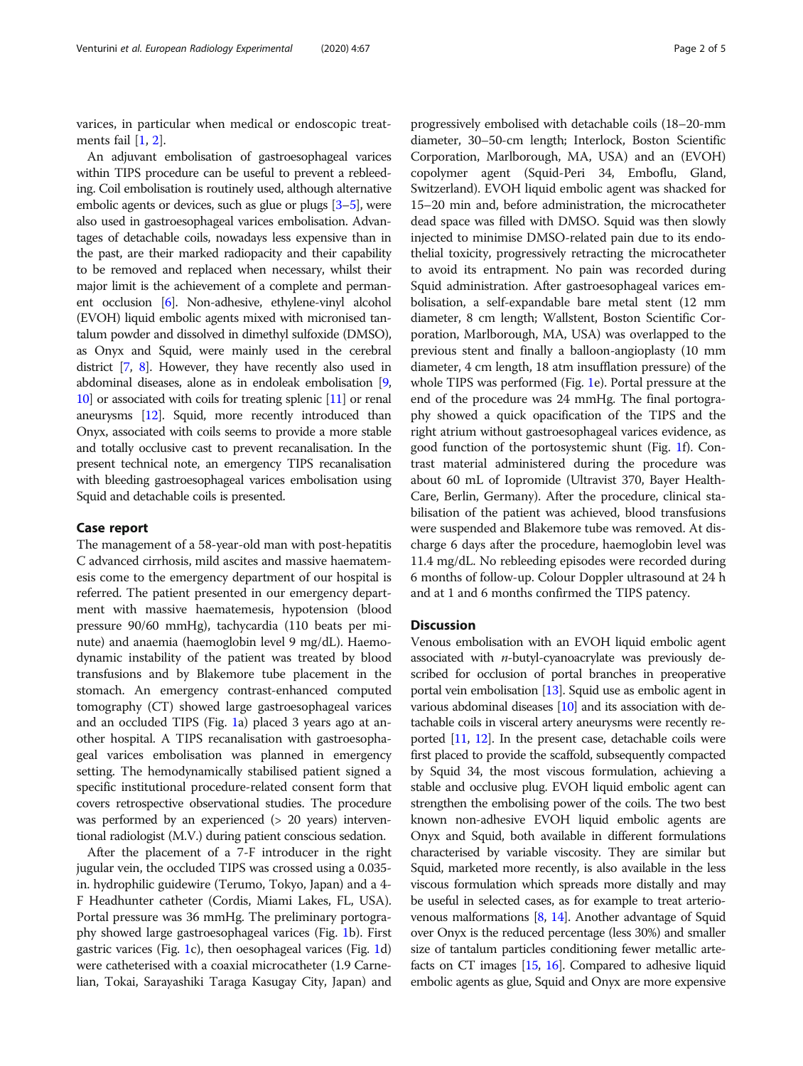varices, in particular when medical or endoscopic treatments fail [1, 2].

An adjuvant embolisation of gastroesophageal varices within TIPS procedure can be useful to prevent a rebleeding. Coil embolisation is routinely used, although alternative embolic agents or devices, such as glue or plugs [3–5], were also used in gastroesophageal varices embolisation. Advantages of detachable coils, nowadays less expensive than in the past, are their marked radiopacity and their capability to be removed and replaced when necessary, whilst their major limit is the achievement of a complete and permanent occlusion [6]. Non-adhesive, ethylene-vinyl alcohol (EVOH) liquid embolic agents mixed with micronised tantalum powder and dissolved in dimethyl sulfoxide (DMSO), as Onyx and Squid, were mainly used in the cerebral district [7, 8]. However, they have recently also used in abdominal diseases, alone as in endoleak embolisation [9, 10] or associated with coils for treating splenic [11] or renal aneurysms [12]. Squid, more recently introduced than Onyx, associated with coils seems to provide a more stable and totally occlusive cast to prevent recanalisation. In the present technical note, an emergency TIPS recanalisation with bleeding gastroesophageal varices embolisation using Squid and detachable coils is presented.

## Case report

The management of a 58-year-old man with post-hepatitis C advanced cirrhosis, mild ascites and massive haematemesis come to the emergency department of our hospital is referred. The patient presented in our emergency department with massive haematemesis, hypotension (blood pressure 90/60 mmHg), tachycardia (110 beats per minute) and anaemia (haemoglobin level 9 mg/dL). Haemodynamic instability of the patient was treated by blood transfusions and by Blakemore tube placement in the stomach. An emergency contrast-enhanced computed tomography (CT) showed large gastroesophageal varices and an occluded TIPS (Fig. 1a) placed 3 years ago at another hospital. A TIPS recanalisation with gastroesophageal varices embolisation was planned in emergency setting. The hemodynamically stabilised patient signed a specific institutional procedure-related consent form that covers retrospective observational studies. The procedure was performed by an experienced (> 20 years) interventional radiologist (M.V.) during patient conscious sedation.

After the placement of a 7-F introducer in the right jugular vein, the occluded TIPS was crossed using a 0.035-in. hydrophilic guidewire (Terumo, Tokyo, Japan) and a 4-F Headhunter catheter (Cordis, Miami Lakes, FL, USA). Portal pressure was 36 mmHg. The preliminary portography showed large gastroesophageal varices (Fig. 1b). First gastric varices (Fig. 1c), then oesophageal varices (Fig. 1d) were catheterised with a coaxial microcatheter (1.9 Carnelian, Tokai, Sarayashiki Taraga Kasugay City, Japan) and progressively embolised with detachable coils (18–20-mm diameter, 30–50-cm length; Interlock, Boston Scientific Corporation, Marlborough, MA, USA) and an (EVOH) copolymer agent (Squid-Peri 34, Emboflu, Gland, Switzerland). EVOH liquid embolic agent was shacked for 15–20 min and, before administration, the microcatheter dead space was filled with DMSO. Squid was then slowly injected to minimise DMSO-related pain due to its endothelial toxicity, progressively retracting the microcatheter to avoid its entrapment. No pain was recorded during Squid administration. After gastroesophageal varices embolisation, a self-expandable bare metal stent (12 mm diameter, 8 cm length; Wallstent, Boston Scientific Corporation, Marlborough, MA, USA) was overlapped to the previous stent and finally a balloon-angioplasty (10 mm diameter, 4 cm length, 18 atm insufflation pressure) of the whole TIPS was performed (Fig. 1e). Portal pressure at the end of the procedure was 24 mmHg. The final portography showed a quick opacification of the TIPS and the right atrium without gastroesophageal varices evidence, as good function of the portosystemic shunt (Fig. 1f). Contrast material administered during the procedure was about 60 mL of Iopromide (Ultravist 370, Bayer HealthCare, Berlin, Germany). After the procedure, clinical stabilisation of the patient was achieved, blood transfusions were suspended and Blakemore tube was removed. At discharge 6 days after the procedure, haemoglobin level was 11.4 mg/dL. No rebleeding episodes were recorded during 6 months of follow-up. Colour Doppler ultrasound at 24 h and at 1 and 6 months confirmed the TIPS patency.

## Discussion

Venous embolisation with an EVOH liquid embolic agent associated with *n*-butyl-cyanoacrylate was previously described for occlusion of portal branches in preoperative portal vein embolisation [13]. Squid use as embolic agent in various abdominal diseases [10] and its association with detachable coils in visceral artery aneurysms were recently reported [11, 12]. In the present case, detachable coils were first placed to provide the scaffold, subsequently compacted by Squid 34, the most viscous formulation, achieving a stable and occlusive plug. EVOH liquid embolic agent can strengthen the embolising power of the coils. The two best known non-adhesive EVOH liquid embolic agents are Onyx and Squid, both available in different formulations characterised by variable viscosity. They are similar but Squid, marketed more recently, is also available in the less viscous formulation which spreads more distally and may be useful in selected cases, as for example to treat arteriovenous malformations [8, 14]. Another advantage of Squid over Onyx is the reduced percentage (less 30%) and smaller size of tantalum particles conditioning fewer metallic artefacts on CT images [15, 16]. Compared to adhesive liquid embolic agents as glue, Squid and Onyx are more expensive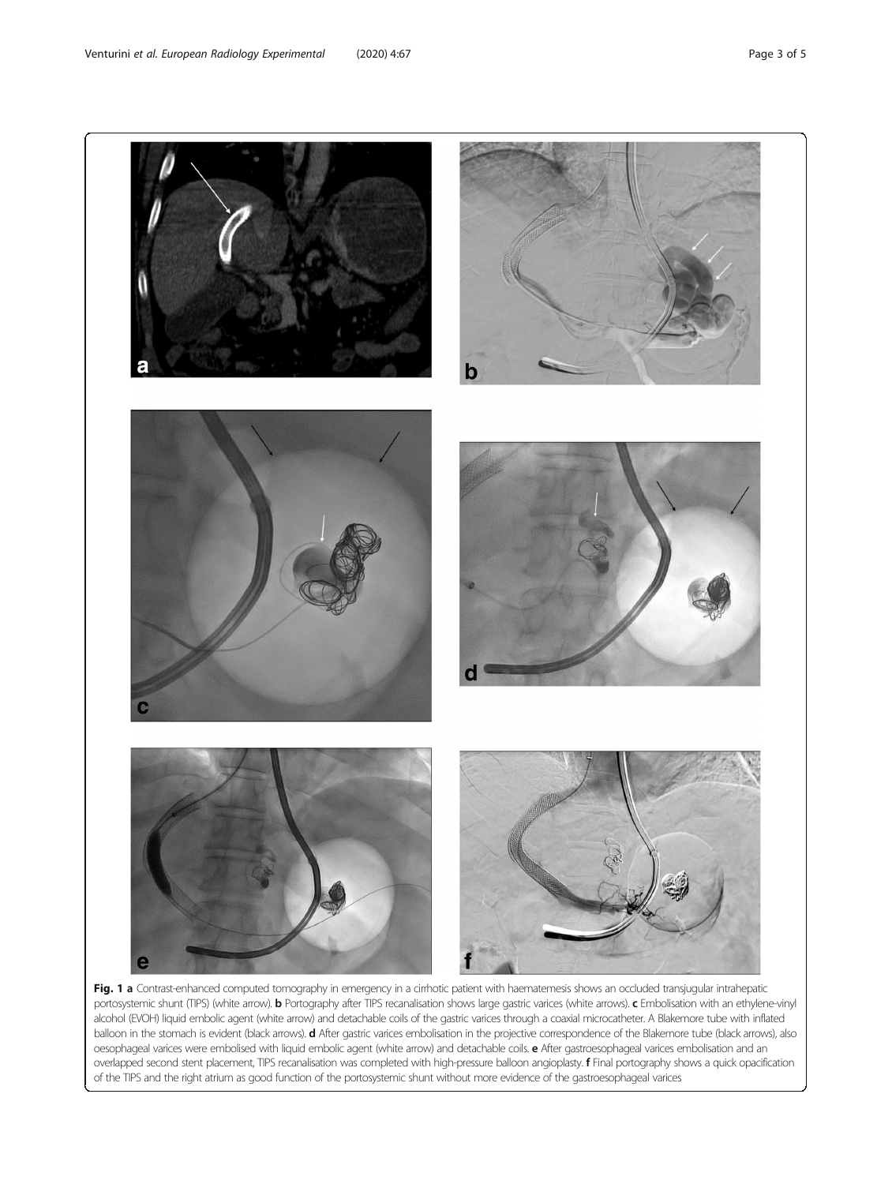**Fig. 1 a** Contrast-enhanced computed tomography in emergency in a cirrhotic patient with haematemesis shows an occluded transjugular intrahepatic portosystemic shunt (TIPS) (white arrow). **b** Portography after TIPS recanalisation shows large gastric varices (white arrows). **c** Embolisation with an ethylene-vinyl alcohol (EVOH) liquid embolic agent (white arrow) and detachable coils of the gastric varices through a coaxial microcatheter. A Blakemore tube with inflated balloon in the stomach is evident (black arrows). **d** After gastric varices embolisation in the projective correspondence of the Blakemore tube (black arrows), also oesophageal varices were embolised with liquid embolic agent (white arrow) and detachable coils. **e** After gastroesophageal varices embolisation and an overlapped second stent placement, TIPS recanalisation was completed with high-pressure balloon angioplasty. **f** Final portography shows a quick opacification of the TIPS and the right atrium as good function of the portosystemic shunt without more evidence of the gastroesophageal varices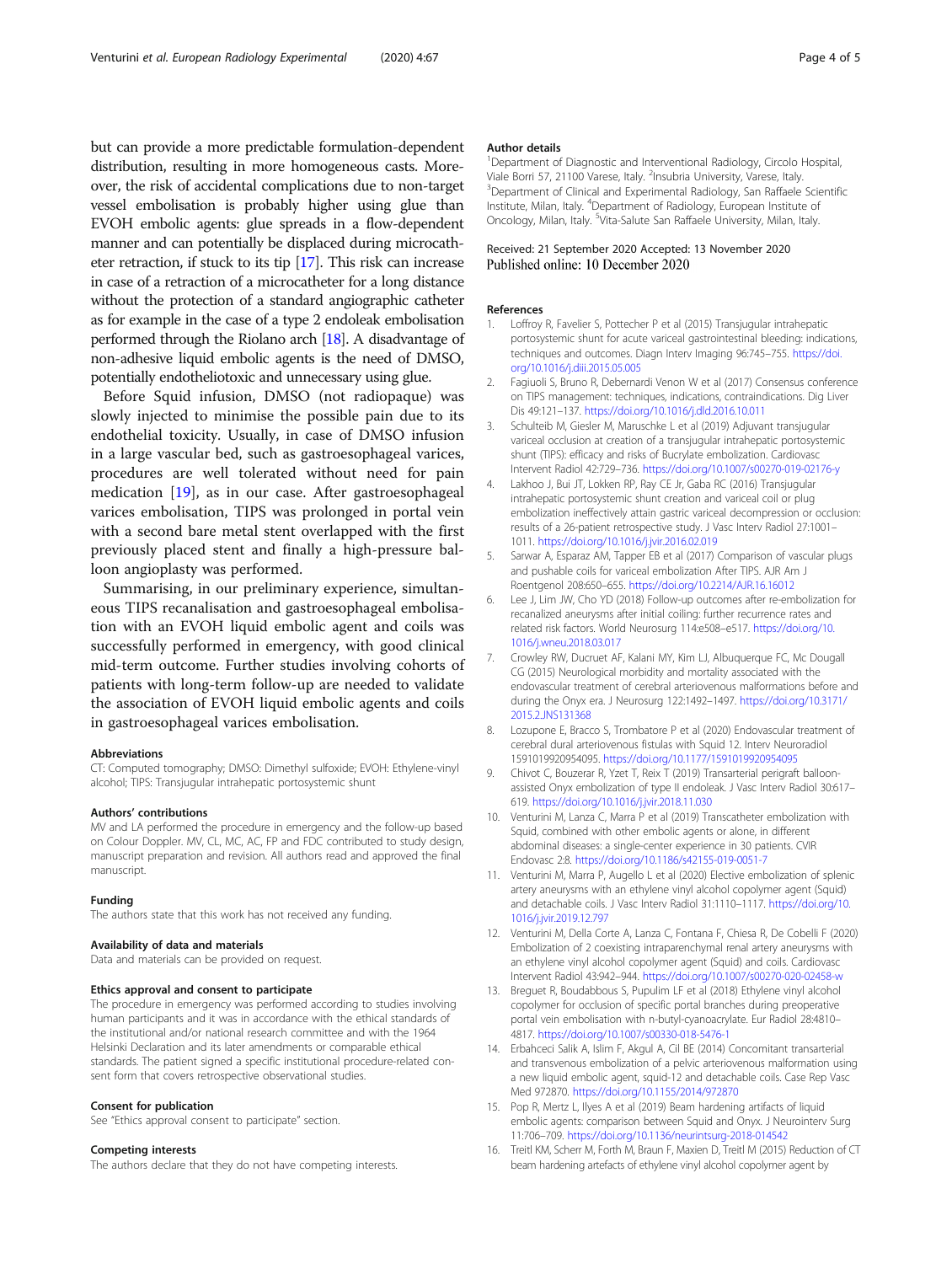but can provide a more predictable formulation-dependent distribution, resulting in more homogeneous casts. Moreover, the risk of accidental complications due to non-target vessel embolisation is probably higher using glue than EVOH embolic agents: glue spreads in a flow-dependent manner and can potentially be displaced during microcatheter retraction, if stuck to its tip [17]. This risk can increase in case of a retraction of a microcatheter for a long distance without the protection of a standard angiographic catheter as for example in the case of a type 2 endoleak embolisation performed through the Riolano arch [18]. A disadvantage of non-adhesive liquid embolic agents is the need of DMSO, potentially endotheliotoxic and unnecessary using glue.

Before Squid infusion, DMSO (not radiopaque) was slowly injected to minimise the possible pain due to its endothelial toxicity. Usually, in case of DMSO infusion in a large vascular bed, such as gastroesophageal varices, procedures are well tolerated without need for pain medication [19], as in our case. After gastroesophageal varices embolisation, TIPS was prolonged in portal vein with a second bare metal stent overlapped with the first previously placed stent and finally a high-pressure balloon angioplasty was performed.

Summarising, in our preliminary experience, simultaneous TIPS recanalisation and gastroesophageal embolisation with an EVOH liquid embolic agent and coils was successfully performed in emergency, with good clinical mid-term outcome. Further studies involving cohorts of patients with long-term follow-up are needed to validate the association of EVOH liquid embolic agents and coils in gastroesophageal varices embolisation.

#### Abbreviations

CT: Computed tomography; DMSO: Dimethyl sulfoxide; EVOH: Ethylene-vinyl alcohol; TIPS: Transjugular intrahepatic portosystemic shunt

#### Authors' contributions

MV and LA performed the procedure in emergency and the follow-up based on Colour Doppler. MV, CL, MC, AC, FP and FDC contributed to study design, manuscript preparation and revision. All authors read and approved the final manuscript.

#### Funding

The authors state that this work has not received any funding.

#### Availability of data and materials

Data and materials can be provided on request.

#### Ethics approval and consent to participate

The procedure in emergency was performed according to studies involving human participants and it was in accordance with the ethical standards of the institutional and/or national research committee and with the 1964 Helsinki Declaration and its later amendments or comparable ethical standards. The patient signed a specific institutional procedure-related consent form that covers retrospective observational studies.

#### Consent for publication

See "Ethics approval consent to participate" section.

#### Competing interests

The authors declare that they do not have competing interests.

#### Author details

[1]Department of Diagnostic and Interventional Radiology, Circolo Hospital, Viale Borri 57, 21100 Varese, Italy. [2]Insubria University, Varese, Italy. [3]Department of Clinical and Experimental Radiology, San Raffaele Scientific Institute, Milan, Italy. [4]Department of Radiology, European Institute of Oncology, Milan, Italy. [5]Vita-Salute San Raffaele University, Milan, Italy.

Received: 21 September 2020 Accepted: 13 November 2020
Published online: 10 December 2020

#### References

1. Loffroy R, Favelier S, Pottecher P et al (2015) Transjugular intrahepatic portosystemic shunt for acute variceal gastrointestinal bleeding: indications, techniques and outcomes. Diagn Interv Imaging 96:745–755. https://doi.org/10.1016/j.diii.2015.05.005
2. Fagiuoli S, Bruno R, Debernardi Venon W et al (2017) Consensus conference on TIPS management: techniques, indications, contraindications. Dig Liver Dis 49:121–137. https://doi.org/10.1016/j.dld.2016.10.011
3. Schulteib M, Giesler M, Maruschke L et al (2019) Adjuvant transjugular variceal occlusion at creation of a transjugular intrahepatic portosystemic shunt (TIPS): efficacy and risks of Bucrylate embolization. Cardiovasc Intervent Radiol 42:729–736. https://doi.org/10.1007/s00270-019-02176-y
4. Lakhoo J, Bui JT, Lokken RP, Ray CE Jr, Gaba RC (2016) Transjugular intrahepatic portosystemic shunt creation and variceal coil or plug embolization ineffectively attain gastric variceal decompression or occlusion: results of a 26-patient retrospective study. J Vasc Interv Radiol 27:1001–1011. https://doi.org/10.1016/j.jvir.2016.02.019
5. Sarwar A, Esparaz AM, Tapper EB et al (2017) Comparison of vascular plugs and pushable coils for variceal embolization After TIPS. AJR Am J Roentgenol 208:650–655. https://doi.org/10.2214/AJR.16.16012
6. Lee J, Lim JW, Cho YD (2018) Follow-up outcomes after re-embolization for recanalized aneurysms after initial coiling: further recurrence rates and related risk factors. World Neurosurg 114:e508–e517. https://doi.org/10.1016/j.wneu.2018.03.017
7. Crowley RW, Ducruet AF, Kalani MY, Kim LJ, Albuquerque FC, Mc Dougall CG (2015) Neurological morbidity and mortality associated with the endovascular treatment of cerebral arteriovenous malformations before and during the Onyx era. J Neurosurg 122:1492–1497. https://doi.org/10.3171/2015.2.JNS131368
8. Lozupone E, Bracco S, Trombatore P et al (2020) Endovascular treatment of cerebral dural arteriovenous fistulas with Squid 12. Interv Neuroradiol 1591019920954095. https://doi.org/10.1177/1591019920954095
9. Chivot C, Bouzerar R, Yzet T, Reix T (2019) Transarterial perigraft balloon-assisted Onyx embolization of type II endoleak. J Vasc Interv Radiol 30:617–619. https://doi.org/10.1016/j.jvir.2018.11.030
10. Venturini M, Lanza C, Marra P et al (2019) Transcatheter embolization with Squid, combined with other embolic agents or alone, in different abdominal diseases: a single-center experience in 30 patients. CVIR Endovasc 2:8. https://doi.org/10.1186/s42155-019-0051-7
11. Venturini M, Marra P, Augello L et al (2020) Elective embolization of splenic artery aneurysms with an ethylene vinyl alcohol copolymer agent (Squid) and detachable coils. J Vasc Interv Radiol 31:1110–1117. https://doi.org/10.1016/j.jvir.2019.12.797
12. Venturini M, Della Corte A, Lanza C, Fontana F, Chiesa R, De Cobelli F (2020) Embolization of 2 coexisting intraparenchymal renal artery aneurysms with an ethylene vinyl alcohol copolymer agent (Squid) and coils. Cardiovasc Intervent Radiol 43:942–944. https://doi.org/10.1007/s00270-020-02458-w
13. Breguet R, Boudabbous S, Pupulim LF et al (2018) Ethylene vinyl alcohol copolymer for occlusion of specific portal branches during preoperative portal vein embolisation with n-butyl-cyanoacrylate. Eur Radiol 28:4810–4817. https://doi.org/10.1007/s00330-018-5476-1
14. Erbahceci Salik A, Islim F, Akgul A, Cil BE (2014) Concomitant transarterial and transvenous embolization of a pelvic arteriovenous malformation using a new liquid embolic agent, squid-12 and detachable coils. Case Rep Vasc Med 972870. https://doi.org/10.1155/2014/972870
15. Pop R, Mertz L, Ilyes A et al (2019) Beam hardening artifacts of liquid embolic agents: comparison between Squid and Onyx. J Neurointerv Surg 11:706–709. https://doi.org/10.1136/neurintsurg-2018-014542
16. Treitl KM, Scherr M, Forth M, Braun F, Maxien D, Treitl M (2015) Reduction of CT beam hardening artefacts of ethylene vinyl alcohol copolymer agent by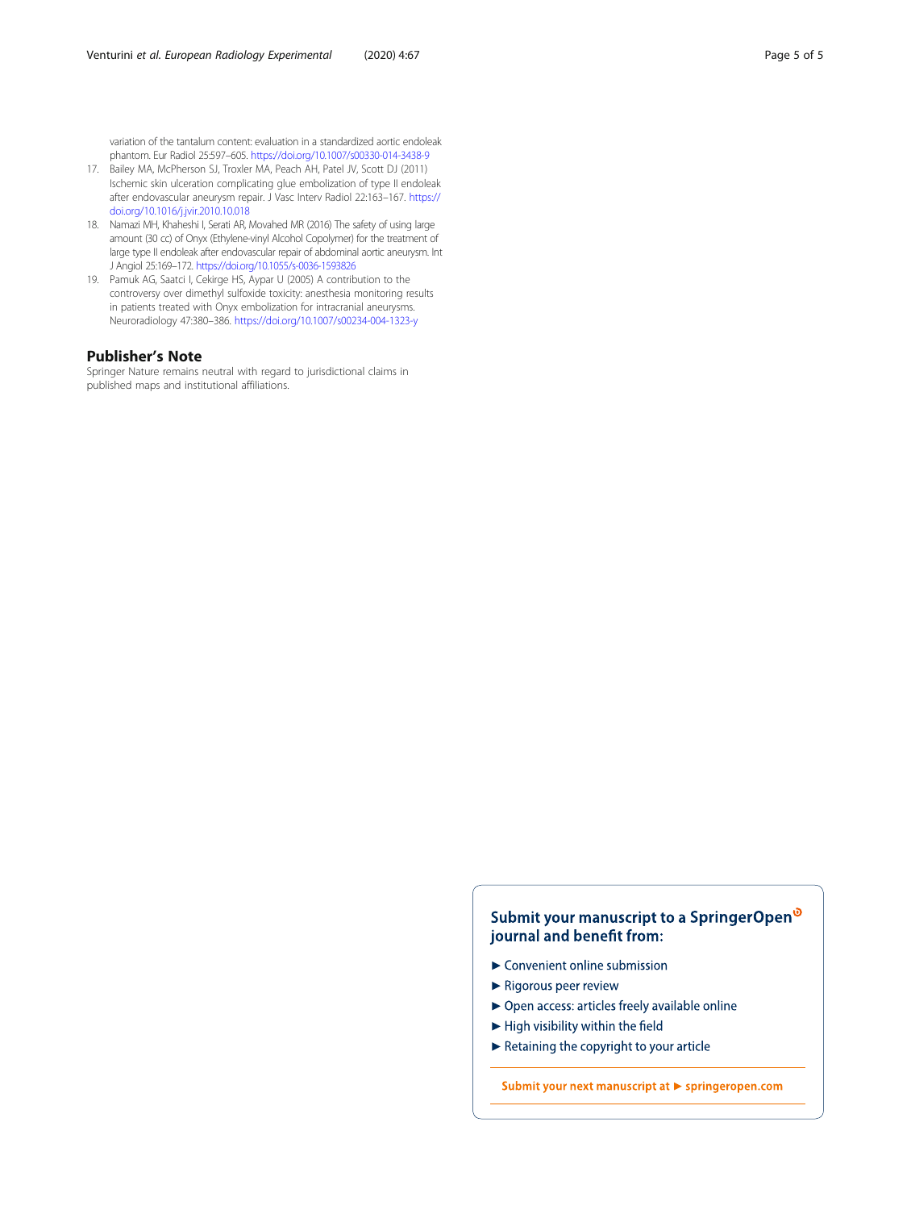variation of the tantalum content: evaluation in a standardized aortic endoleak phantom. Eur Radiol 25:597–605. https://doi.org/10.1007/s00330-014-3438-9

17. Bailey MA, McPherson SJ, Troxler MA, Peach AH, Patel JV, Scott DJ (2011) Ischemic skin ulceration complicating glue embolization of type II endoleak after endovascular aneurysm repair. J Vasc Interv Radiol 22:163–167. https://doi.org/10.1016/j.jvir.2010.10.018
18. Namazi MH, Khaheshi I, Serati AR, Movahed MR (2016) The safety of using large amount (30 cc) of Onyx (Ethylene-vinyl Alcohol Copolymer) for the treatment of large type II endoleak after endovascular repair of abdominal aortic aneurysm. Int J Angiol 25:169–172. https://doi.org/10.1055/s-0036-1593826
19. Pamuk AG, Saatci I, Cekirge HS, Aypar U (2005) A contribution to the controversy over dimethyl sulfoxide toxicity: anesthesia monitoring results in patients treated with Onyx embolization for intracranial aneurysms. Neuroradiology 47:380–386. https://doi.org/10.1007/s00234-004-1323-y

## Publisher's Note

Springer Nature remains neutral with regard to jurisdictional claims in published maps and institutional affiliations.

**Submit your manuscript to a SpringerOpen journal and benefit from:**

- ► Convenient online submission
- ► Rigorous peer review
- ► Open access: articles freely available online
- ► High visibility within the field
- ► Retaining the copyright to your article

**Submit your next manuscript at ► springeropen.com**